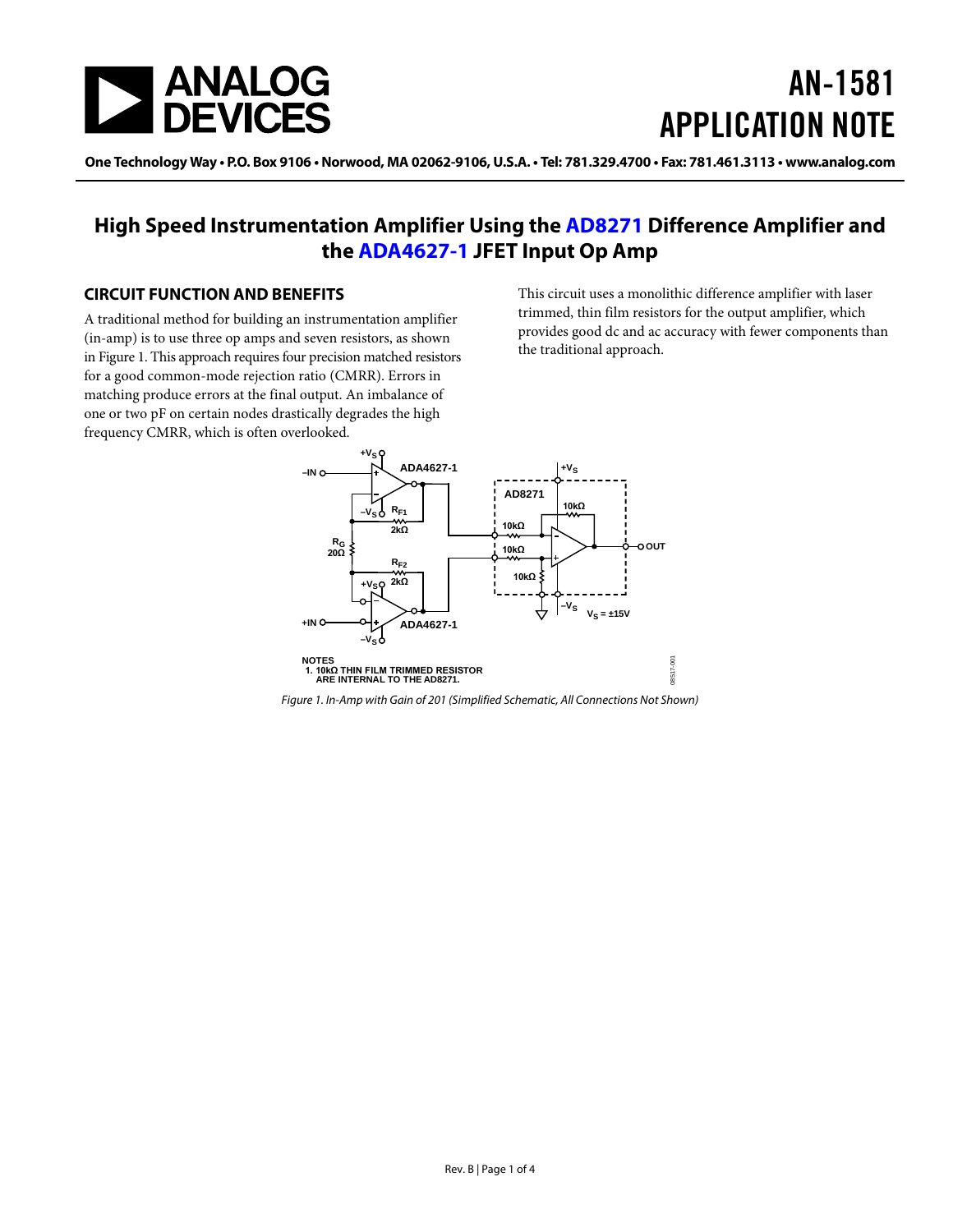# AN-1581 APPLICATION NOTE

One Technology Way • P.O. Box 9106 • Norwood, MA 02062-9106, U.S.A. • Tel: 781.329.4700 • Fax: 781.461.3113 • www.analog.com

## High Speed Instrumentation Amplifier Using the AD8271 Difference Amplifier and the ADA4627-1 JFET Input Op Amp

### CIRCUIT FUNCTION AND BENEFITS

A traditional method for building an instrumentation amplifier (in-amp) is to use three op amps and seven resistors, as shown in Figure 1. This approach requires four precision matched resistors for a good common-mode rejection ratio (CMRR). Errors in matching produce errors at the final output. An imbalance of one or two pF on certain nodes drastically degrades the high frequency CMRR, which is often overlooked.

This circuit uses a monolithic difference amplifier with laser trimmed, thin film resistors for the output amplifier, which provides good dc and ac accuracy with fewer components than the traditional approach.

NOTES
1. 10kΩ THIN FILM TRIMMED RESISTOR ARE INTERNAL TO THE AD8271.

*Figure 1. In-Amp with Gain of 201 (Simplified Schematic, All Connections Not Shown)*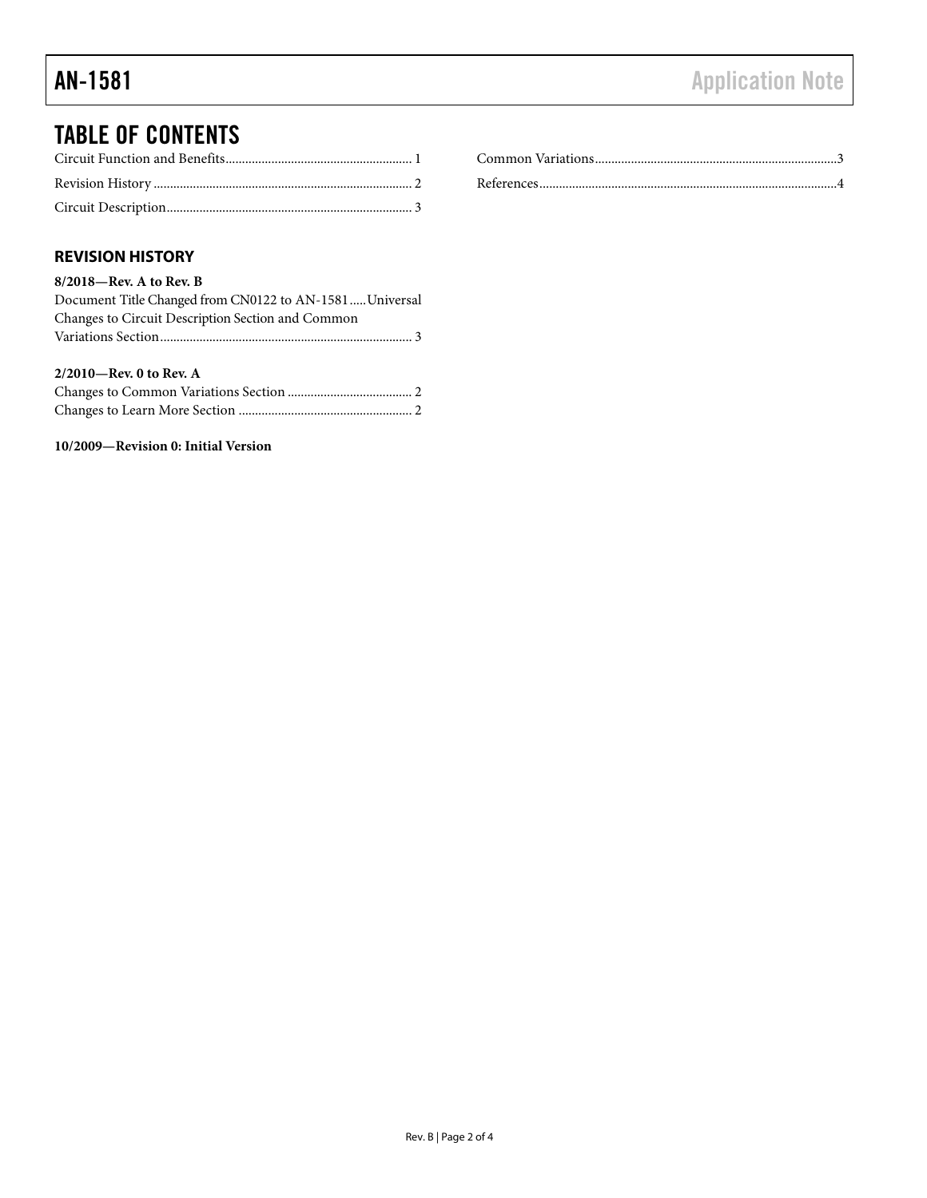## TABLE OF CONTENTS

Circuit Function and Benefits ........................................................ 1

Revision History .............................................................................. 2

Circuit Description.......................................................................... 3

Common Variations.........................................................................3

References..........................................................................................4

### REVISION HISTORY

**8/2018—Rev. A to Rev. B**

Document Title Changed from CN0122 to AN-1581 ..... Universal

Changes to Circuit Description Section and Common Variations Section ............................................................................ 3

**2/2010—Rev. 0 to Rev. A**

Changes to Common Variations Section ...................................... 2

Changes to Learn More Section .................................................... 2

**10/2009—Revision 0: Initial Version**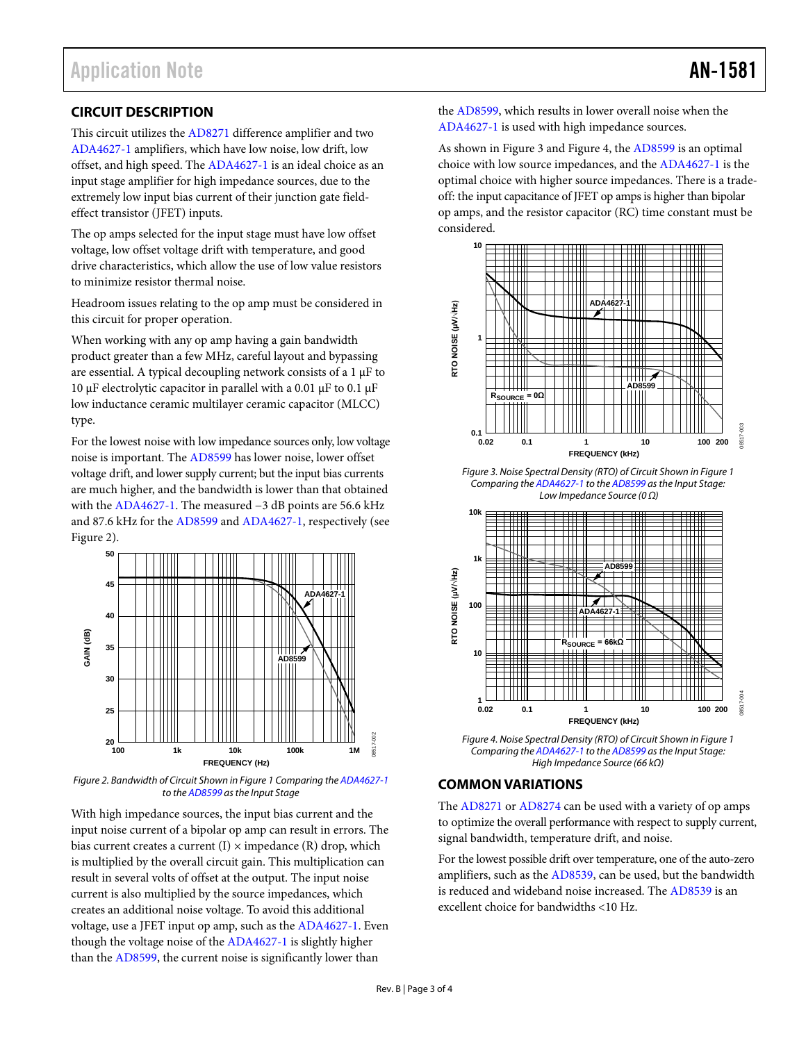## CIRCUIT DESCRIPTION

This circuit utilizes the AD8271 difference amplifier and two ADA4627-1 amplifiers, which have low noise, low drift, low offset, and high speed. The ADA4627-1 is an ideal choice as an input stage amplifier for high impedance sources, due to the extremely low input bias current of their junction gate field-effect transistor (JFET) inputs.

The op amps selected for the input stage must have low offset voltage, low offset voltage drift with temperature, and good drive characteristics, which allow the use of low value resistors to minimize resistor thermal noise.

Headroom issues relating to the op amp must be considered in this circuit for proper operation.

When working with any op amp having a gain bandwidth product greater than a few MHz, careful layout and bypassing are essential. A typical decoupling network consists of a 1 µF to 10 µF electrolytic capacitor in parallel with a 0.01 µF to 0.1 µF low inductance ceramic multilayer ceramic capacitor (MLCC) type.

For the lowest noise with low impedance sources only, low voltage noise is important. The AD8599 has lower noise, lower offset voltage drift, and lower supply current; but the input bias currents are much higher, and the bandwidth is lower than that obtained with the ADA4627-1. The measured −3 dB points are 56.6 kHz and 87.6 kHz for the AD8599 and ADA4627-1, respectively (see Figure 2).

*Figure 2. Bandwidth of Circuit Shown in Figure 1 Comparing the ADA4627-1 to the AD8599 as the Input Stage*

With high impedance sources, the input bias current and the input noise current of a bipolar op amp can result in errors. The bias current creates a current (I) × impedance (R) drop, which is multiplied by the overall circuit gain. This multiplication can result in several volts of offset at the output. The input noise current is also multiplied by the source impedances, which creates an additional noise voltage. To avoid this additional voltage, use a JFET input op amp, such as the ADA4627-1. Even though the voltage noise of the ADA4627-1 is slightly higher than the AD8599, the current noise is significantly lower than the AD8599, which results in lower overall noise when the ADA4627-1 is used with high impedance sources.

As shown in Figure 3 and Figure 4, the AD8599 is an optimal choice with low source impedances, and the ADA4627-1 is the optimal choice with higher source impedances. There is a trade-off: the input capacitance of JFET op amps is higher than bipolar op amps, and the resistor capacitor (RC) time constant must be considered.

*Figure 3. Noise Spectral Density (RTO) of Circuit Shown in Figure 1 Comparing the ADA4627-1 to the AD8599 as the Input Stage: Low Impedance Source (0 Ω)*

*Figure 4. Noise Spectral Density (RTO) of Circuit Shown in Figure 1 Comparing the ADA4627-1 to the AD8599 as the Input Stage: High Impedance Source (66 kΩ)*

## COMMON VARIATIONS

The AD8271 or AD8274 can be used with a variety of op amps to optimize the overall performance with respect to supply current, signal bandwidth, temperature drift, and noise.

For the lowest possible drift over temperature, one of the auto-zero amplifiers, such as the AD8539, can be used, but the bandwidth is reduced and wideband noise increased. The AD8539 is an excellent choice for bandwidths <10 Hz.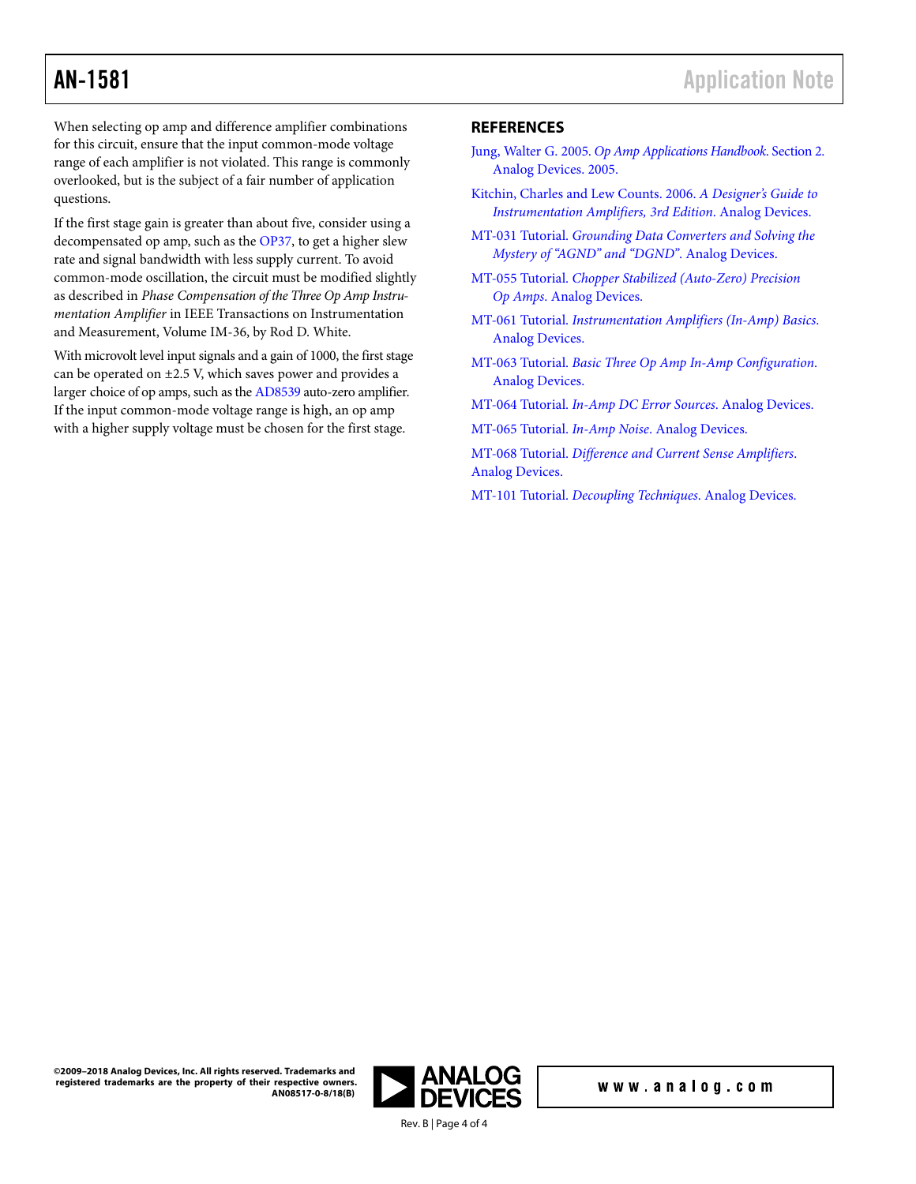When selecting op amp and difference amplifier combinations for this circuit, ensure that the input common-mode voltage range of each amplifier is not violated. This range is commonly overlooked, but is the subject of a fair number of application questions.

If the first stage gain is greater than about five, consider using a decompensated op amp, such as the OP37, to get a higher slew rate and signal bandwidth with less supply current. To avoid common-mode oscillation, the circuit must be modified slightly as described in *Phase Compensation of the Three Op Amp Instrumentation Amplifier* in IEEE Transactions on Instrumentation and Measurement, Volume IM-36, by Rod D. White.

With microvolt level input signals and a gain of 1000, the first stage can be operated on ±2.5 V, which saves power and provides a larger choice of op amps, such as the AD8539 auto-zero amplifier. If the input common-mode voltage range is high, an op amp with a higher supply voltage must be chosen for the first stage.

## REFERENCES

Jung, Walter G. 2005. *Op Amp Applications Handbook*. Section 2. Analog Devices. 2005.

Kitchin, Charles and Lew Counts. 2006. *A Designer's Guide to Instrumentation Amplifiers, 3rd Edition*. Analog Devices.

MT-031 Tutorial. *Grounding Data Converters and Solving the Mystery of "AGND" and "DGND"*. Analog Devices.

MT-055 Tutorial. *Chopper Stabilized (Auto-Zero) Precision Op Amps*. Analog Devices.

MT-061 Tutorial. *Instrumentation Amplifiers (In-Amp) Basics*. Analog Devices.

MT-063 Tutorial. *Basic Three Op Amp In-Amp Configuration*. Analog Devices.

MT-064 Tutorial. *In-Amp DC Error Sources*. Analog Devices.

MT-065 Tutorial. *In-Amp Noise*. Analog Devices.

MT-068 Tutorial. *Difference and Current Sense Amplifiers*. Analog Devices.

MT-101 Tutorial. *Decoupling Techniques*. Analog Devices.

©2009–2018 Analog Devices, Inc. All rights reserved. Trademarks and registered trademarks are the property of their respective owners.
AN08517-0-8/18(B)